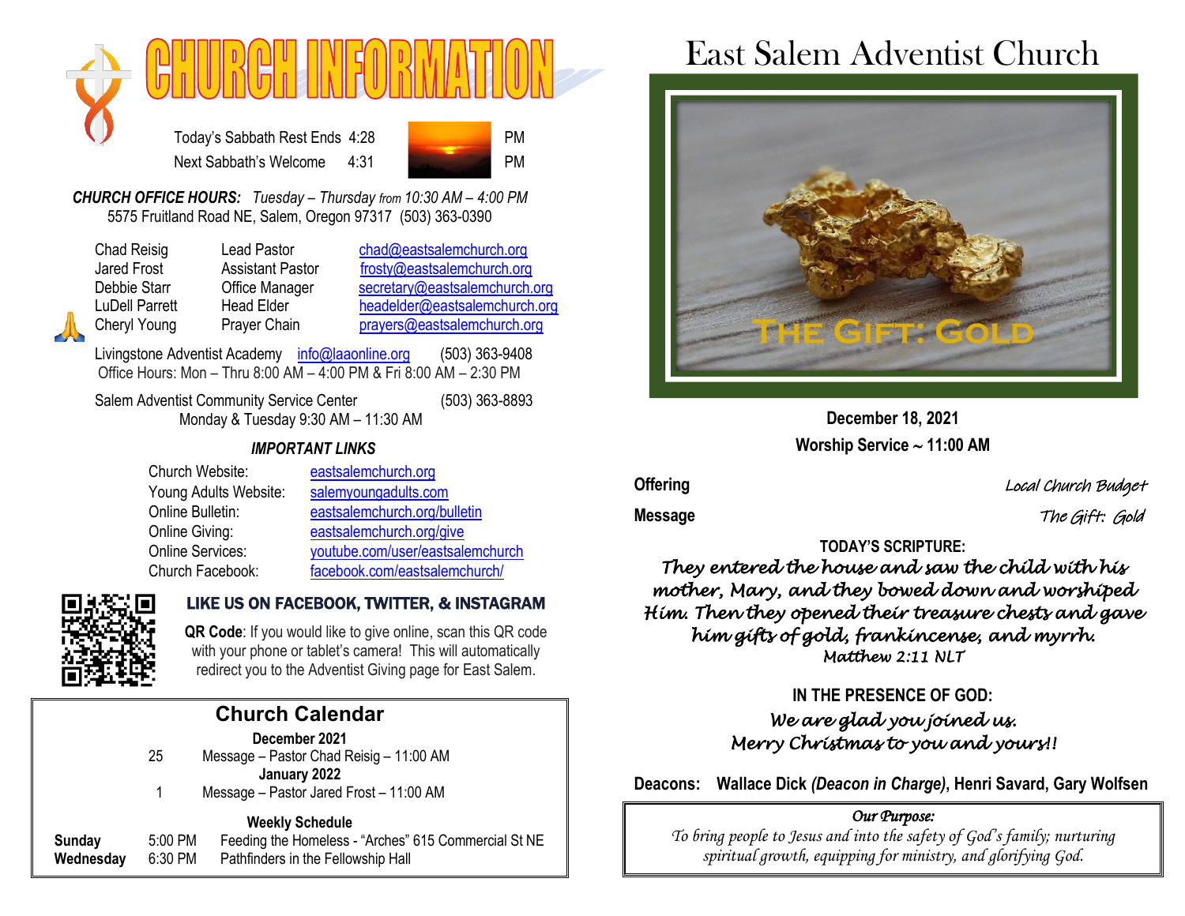# CHURCH INFORMATION

Today's Sabbath Rest Ends 4:28 PM
Next Sabbath's Welcome 4:31 PM

***CHURCH OFFICE HOURS:*** *Tuesday – Thursday from 10:30 AM – 4:00 PM*
5575 Fruitland Road NE, Salem, Oregon 97317 (503) 363-0390

| | | |
|---|---|---|
| Chad Reisig | Lead Pastor | chad@eastsalemchurch.org |
| Jared Frost | Assistant Pastor | frosty@eastsalemchurch.org |
| Debbie Starr | Office Manager | secretary@eastsalemchurch.org |
| LuDell Parrett | Head Elder | headelder@eastsalemchurch.org |
| Cheryl Young | Prayer Chain | prayers@eastsalemchurch.org |

Livingstone Adventist Academy info@laaonline.org (503) 363-9408
Office Hours: Mon – Thru 8:00 AM – 4:00 PM & Fri 8:00 AM – 2:30 PM

Salem Adventist Community Service Center (503) 363-8893
Monday & Tuesday 9:30 AM – 11:30 AM

### *IMPORTANT LINKS*

| | |
|---|---|
| Church Website: | eastsalemchurch.org |
| Young Adults Website: | salemyoungadults.com |
| Online Bulletin: | eastsalemchurch.org/bulletin |
| Online Giving: | eastsalemchurch.org/give |
| Online Services: | youtube.com/user/eastsalemchurch |
| Church Facebook: | facebook.com/eastsalemchurch/ |

### LIKE US ON FACEBOOK, TWITTER, & INSTAGRAM

**QR Code**: If you would like to give online, scan this QR code with your phone or tablet's camera! This will automatically redirect you to the Adventist Giving page for East Salem.

## Church Calendar

**December 2021**
25 Message – Pastor Chad Reisig – 11:00 AM

**January 2022**
1 Message – Pastor Jared Frost – 11:00 AM

**Weekly Schedule**

| | | |
|---|---|---|
| **Sunday** | 5:00 PM | Feeding the Homeless - "Arches" 615 Commercial St NE |
| **Wednesday** | 6:30 PM | Pathfinders in the Fellowship Hall |

# East Salem Adventist Church

THE GIFT: GOLD

**December 18, 2021**
**Worship Service ~ 11:00 AM**

**Offering** *Local Church Budget*

**Message** *The Gift: Gold*

**TODAY'S SCRIPTURE:**

*They entered the house and saw the child with his mother, Mary, and they bowed down and worshiped Him. Then they opened their treasure chests and gave him gifts of gold, frankincense, and myrrh.*
*Matthew 2:11 NLT*

**IN THE PRESENCE OF GOD:**

*We are glad you joined us.*
*Merry Christmas to you and yours!!*

**Deacons: Wallace Dick *(Deacon in Charge)*, Henri Savard, Gary Wolfsen**

*Our Purpose:*
*To bring people to Jesus and into the safety of God's family; nurturing spiritual growth, equipping for ministry, and glorifying God.*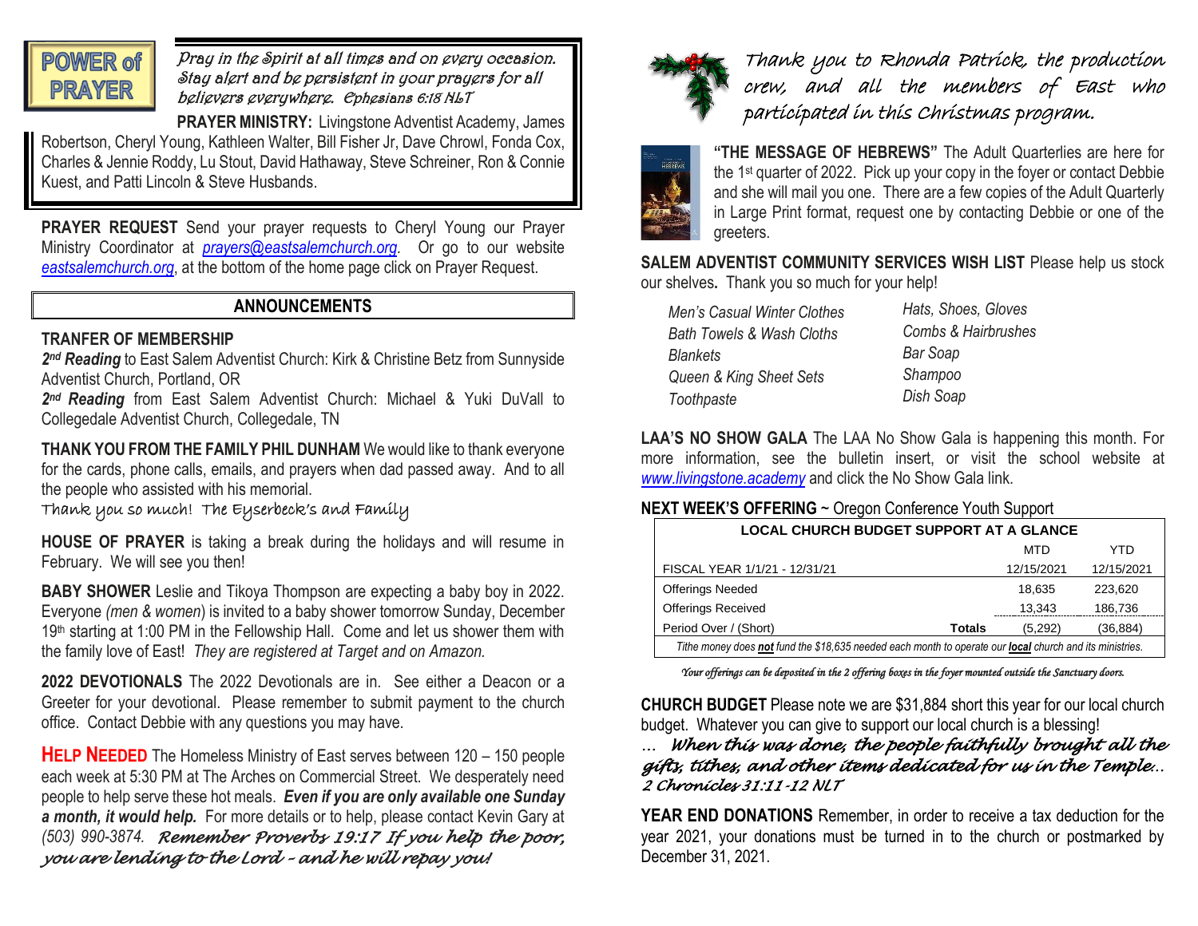**POWER of PRAYER**

*Pray in the Spirit at all times and on every occasion. Stay alert and be persistent in your prayers for all believers everywhere. Ephesians 6:18 NLT*

**PRAYER MINISTRY:** Livingstone Adventist Academy, James Robertson, Cheryl Young, Kathleen Walter, Bill Fisher Jr, Dave Chrowl, Fonda Cox, Charles & Jennie Roddy, Lu Stout, David Hathaway, Steve Schreiner, Ron & Connie Kuest, and Patti Lincoln & Steve Husbands.

**PRAYER REQUEST** Send your prayer requests to Cheryl Young our Prayer Ministry Coordinator at *prayers@eastsalemchurch.org*. Or go to our website eastsalemchurch.org, at the bottom of the home page click on Prayer Request.

## ANNOUNCEMENTS

**TRANFER OF MEMBERSHIP**

***2nd Reading*** to East Salem Adventist Church: Kirk & Christine Betz from Sunnyside Adventist Church, Portland, OR

***2nd Reading*** from East Salem Adventist Church: Michael & Yuki DuVall to Collegedale Adventist Church, Collegedale, TN

**THANK YOU FROM THE FAMILY PHIL DUNHAM** We would like to thank everyone for the cards, phone calls, emails, and prayers when dad passed away. And to all the people who assisted with his memorial.
Thank you so much! The Eyserbeck's and Family

**HOUSE OF PRAYER** is taking a break during the holidays and will resume in February. We will see you then!

**BABY SHOWER** Leslie and Tikoya Thompson are expecting a baby boy in 2022. Everyone *(men & women)* is invited to a baby shower tomorrow Sunday, December 19th starting at 1:00 PM in the Fellowship Hall. Come and let us shower them with the family love of East! *They are registered at Target and on Amazon.*

**2022 DEVOTIONALS** The 2022 Devotionals are in. See either a Deacon or a Greeter for your devotional. Please remember to submit payment to the church office. Contact Debbie with any questions you may have.

**HELP NEEDED** The Homeless Ministry of East serves between 120 – 150 people each week at 5:30 PM at The Arches on Commercial Street. We desperately need people to help serve these hot meals. ***Even if you are only available one Sunday a month, it would help.*** For more details or to help, please contact Kevin Gary at *(503) 990-3874.* ***Remember Proverbs 19:17 If you help the poor, you are lending to the Lord – and he will repay you!***

*Thank you to Rhonda Patrick, the production crew, and all the members of East who participated in this Christmas program.*

**"THE MESSAGE OF HEBREWS"** The Adult Quarterlies are here for the 1st quarter of 2022. Pick up your copy in the foyer or contact Debbie and she will mail you one. There are a few copies of the Adult Quarterly in Large Print format, request one by contacting Debbie or one of the greeters.

**SALEM ADVENTIST COMMUNITY SERVICES WISH LIST** Please help us stock our shelves**.** Thank you so much for your help!

- *Men's Casual Winter Clothes*
- *Bath Towels & Wash Cloths*
- *Blankets*
- *Queen & King Sheet Sets*
- *Toothpaste*
- *Hats, Shoes, Gloves*
- *Combs & Hairbrushes*
- *Bar Soap*
- *Shampoo*
- *Dish Soap*

**LAA'S NO SHOW GALA** The LAA No Show Gala is happening this month. For more information, see the bulletin insert, or visit the school website at *www.livingstone.academy* and click the No Show Gala link.

**NEXT WEEK'S OFFERING** ~ Oregon Conference Youth Support

| LOCAL CHURCH BUDGET SUPPORT AT A GLANCE | | MTD | YTD |
|---|---|---|---|
| FISCAL YEAR 1/1/21 - 12/31/21 | | 12/15/2021 | 12/15/2021 |
| Offerings Needed | | 18,635 | 223,620 |
| Offerings Received | | 13,343 | 186,736 |
| Period Over / (Short) | **Totals** | (5,292) | (36,884) |

*Tithe money does **not** fund the $18,635 needed each month to operate our **local** church and its ministries.*

*Your offerings can be deposited in the 2 offering boxes in the foyer mounted outside the Sanctuary doors.*

**CHURCH BUDGET** Please note we are $31,884 short this year for our local church budget. Whatever you can give to support our local church is a blessing!
*… When this was done, the people faithfully brought all the gifts, tithes, and other items dedicated for us in the Temple.. 2 Chronicles 31:11-12 NLT*

**YEAR END DONATIONS** Remember, in order to receive a tax deduction for the year 2021, your donations must be turned in to the church or postmarked by December 31, 2021.